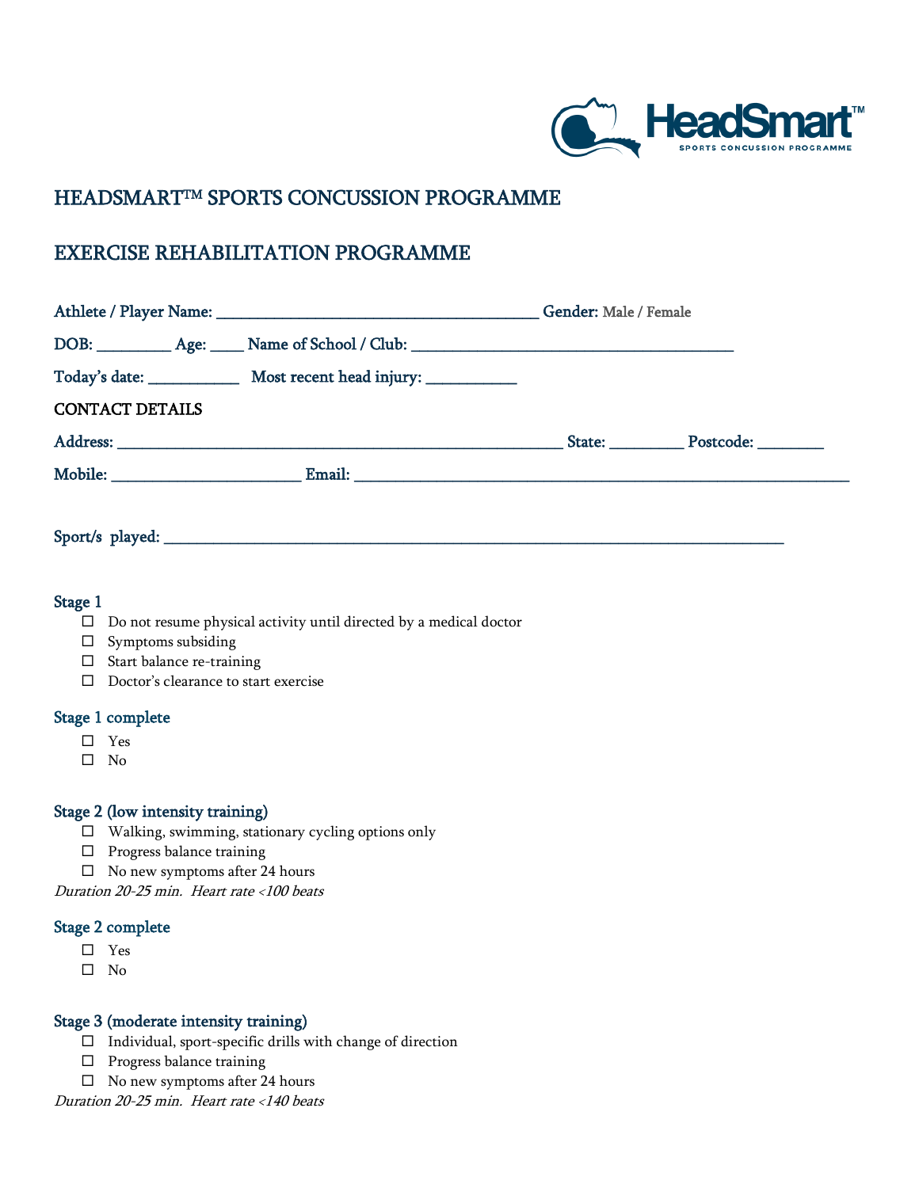# HEADSMART™ SPORTS CONCUSSION PROGRAMME

## EXERCISE REHABILITATION PROGRAMME

Athlete / Player Name: ______________________________ Gender: Male / Female

DOB: _________ Age: ____ Name of School / Club: ______________________________

Today's date: ___________ Most recent head injury: ___________

CONTACT DETAILS

Address: ______________________________ State: _________ Postcode: ________

Mobile: ______________________ Email: ______________________________

Sport/s played: ______________________________

### Stage 1

- ☐ Do not resume physical activity until directed by a medical doctor
- ☐ Symptoms subsiding
- ☐ Start balance re-training
- ☐ Doctor's clearance to start exercise

### Stage 1 complete

- ☐ Yes
- ☐ No

### Stage 2 (low intensity training)

- ☐ Walking, swimming, stationary cycling options only
- ☐ Progress balance training
- ☐ No new symptoms after 24 hours

*Duration 20-25 min. Heart rate <100 beats*

### Stage 2 complete

- ☐ Yes
- ☐ No

### Stage 3 (moderate intensity training)

- ☐ Individual, sport-specific drills with change of direction
- ☐ Progress balance training
- ☐ No new symptoms after 24 hours

*Duration 20-25 min. Heart rate <140 beats*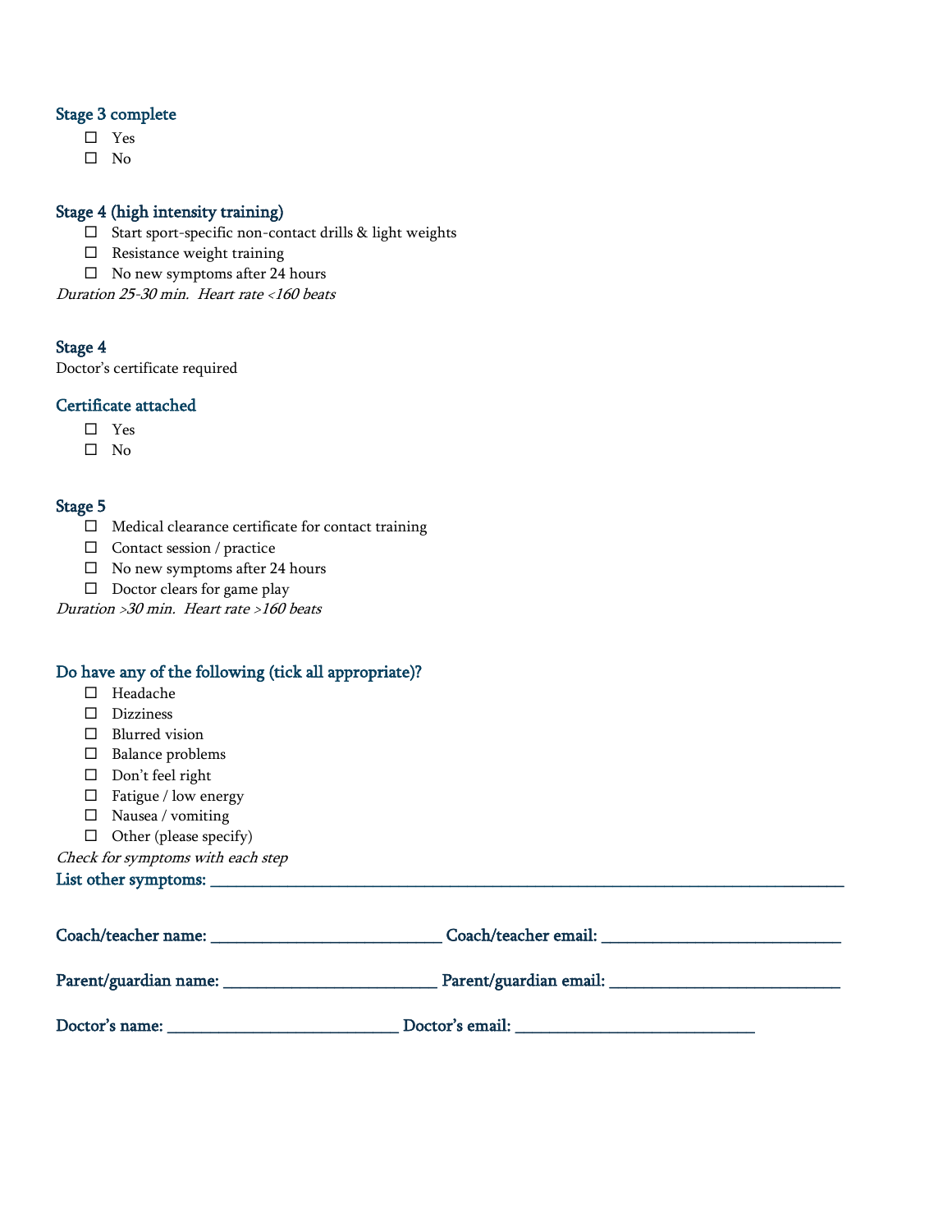### Stage 3 complete

- ☐ Yes
- ☐ No

### Stage 4 (high intensity training)

- ☐ Start sport-specific non-contact drills & light weights
- ☐ Resistance weight training
- ☐ No new symptoms after 24 hours

*Duration 25-30 min.  Heart rate <160 beats*

### Stage 4

Doctor's certificate required

### Certificate attached

- ☐ Yes
- ☐ No

### Stage 5

- ☐ Medical clearance certificate for contact training
- ☐ Contact session / practice
- ☐ No new symptoms after 24 hours
- ☐ Doctor clears for game play

*Duration >30 min.  Heart rate >160 beats*

### Do have any of the following (tick all appropriate)?

- ☐ Headache
- ☐ Dizziness
- ☐ Blurred vision
- ☐ Balance problems
- ☐ Don't feel right
- ☐ Fatigue / low energy
- ☐ Nausea / vomiting
- ☐ Other (please specify)

*Check for symptoms with each step*

**List other symptoms:** ______________________________________________________________________________

**Coach/teacher name:** ____________________________ **Coach/teacher email:** ____________________________

**Parent/guardian name:** __________________________ **Parent/guardian email:** ____________________________

**Doctor's name:** ____________________________ **Doctor's email:** ____________________________